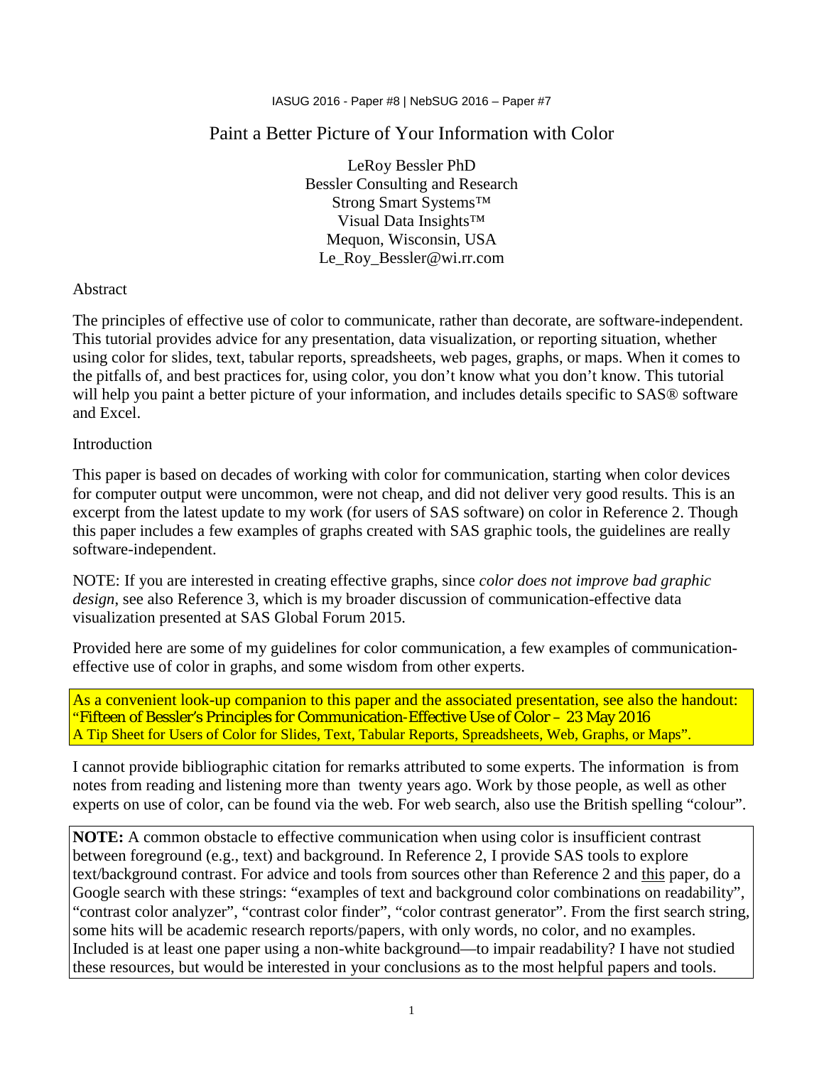IASUG 2016 - Paper #8 | NebSUG 2016 – Paper #7

# Paint a Better Picture of Your Information with Color

LeRoy Bessler PhD  
Bessler Consulting and Research  
Strong Smart Systems™  
Visual Data Insights™  
Mequon, Wisconsin, USA  
Le_Roy_Bessler@wi.rr.com

## Abstract

The principles of effective use of color to communicate, rather than decorate, are software-independent. This tutorial provides advice for any presentation, data visualization, or reporting situation, whether using color for slides, text, tabular reports, spreadsheets, web pages, graphs, or maps. When it comes to the pitfalls of, and best practices for, using color, you don't know what you don't know. This tutorial will help you paint a better picture of your information, and includes details specific to SAS® software and Excel.

## Introduction

This paper is based on decades of working with color for communication, starting when color devices for computer output were uncommon, were not cheap, and did not deliver very good results. This is an excerpt from the latest update to my work (for users of SAS software) on color in Reference 2. Though this paper includes a few examples of graphs created with SAS graphic tools, the guidelines are really software-independent.

NOTE: If you are interested in creating effective graphs, since *color does not improve bad graphic design*, see also Reference 3, which is my broader discussion of communication-effective data visualization presented at SAS Global Forum 2015.

Provided here are some of my guidelines for color communication, a few examples of communication-effective use of color in graphs, and some wisdom from other experts.

As a convenient look-up companion to this paper and the associated presentation, see also the handout: "Fifteen of Bessler's Principles for Communication-Effective Use of Color – 23 May 2016  
A Tip Sheet for Users of Color for Slides, Text, Tabular Reports, Spreadsheets, Web, Graphs, or Maps".

I cannot provide bibliographic citation for remarks attributed to some experts. The information is from notes from reading and listening more than twenty years ago. Work by those people, as well as other experts on use of color, can be found via the web. For web search, also use the British spelling "colour".

**NOTE:** A common obstacle to effective communication when using color is insufficient contrast between foreground (e.g., text) and background. In Reference 2, I provide SAS tools to explore text/background contrast. For advice and tools from sources other than Reference 2 and this paper, do a Google search with these strings: "examples of text and background color combinations on readability", "contrast color analyzer", "contrast color finder", "color contrast generator". From the first search string, some hits will be academic research reports/papers, with only words, no color, and no examples. Included is at least one paper using a non-white background—to impair readability? I have not studied these resources, but would be interested in your conclusions as to the most helpful papers and tools.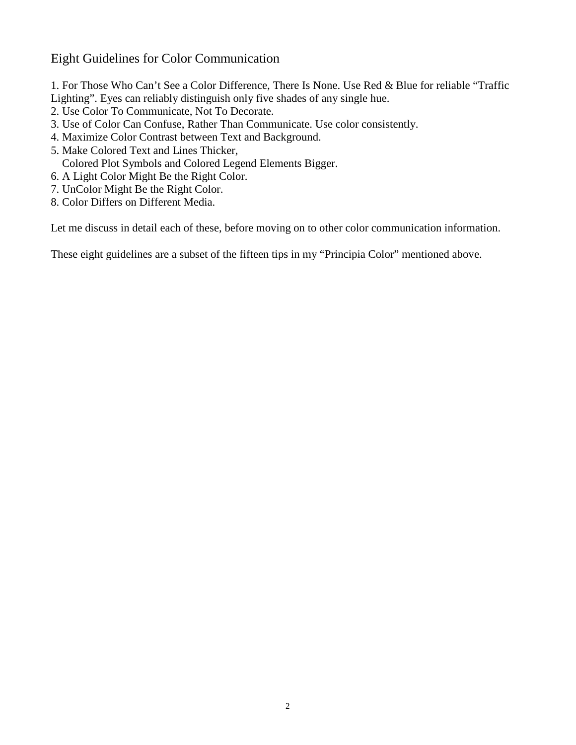## Eight Guidelines for Color Communication

1. For Those Who Can't See a Color Difference, There Is None. Use Red & Blue for reliable "Traffic Lighting". Eyes can reliably distinguish only five shades of any single hue.
2. Use Color To Communicate, Not To Decorate.
3. Use of Color Can Confuse, Rather Than Communicate. Use color consistently.
4. Maximize Color Contrast between Text and Background.
5. Make Colored Text and Lines Thicker,  
   Colored Plot Symbols and Colored Legend Elements Bigger.
6. A Light Color Might Be the Right Color.
7. UnColor Might Be the Right Color.
8. Color Differs on Different Media.

Let me discuss in detail each of these, before moving on to other color communication information.

These eight guidelines are a subset of the fifteen tips in my "Principia Color" mentioned above.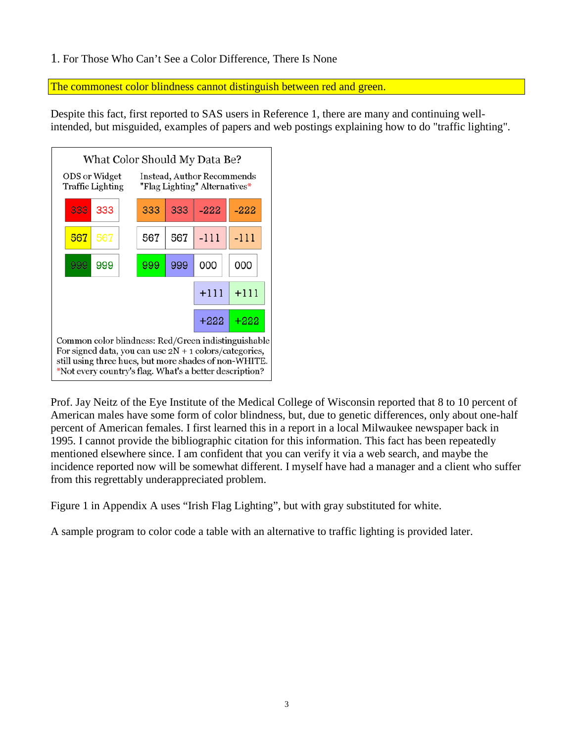## 1. For Those Who Can't See a Color Difference, There Is None

The commonest color blindness cannot distinguish between red and green.

Despite this fact, first reported to SAS users in Reference 1, there are many and continuing well-intended, but misguided, examples of papers and web postings explaining how to do "traffic lighting".

**What Color Should My Data Be?**

| ODS or Widget Traffic Lighting | | Instead, Author Recommends "Flag Lighting" Alternatives* | | | |
|---|---|---|---|---|---|
| 333 | 333 | 333 | 333 | -222 | -222 |
| 567 | 567 | 567 | 567 | -111 | -111 |
| 999 | 999 | 999 | 999 | 000 | 000 |
| | | | | +111 | +111 |
| | | | | +222 | +222 |

Common color blindness: Red/Green indistinguishable
For signed data, you can use 2N + 1 colors/categories,
still using three hues, but more shades of non-WHITE.
*Not every country's flag. What's a better description?

Prof. Jay Neitz of the Eye Institute of the Medical College of Wisconsin reported that 8 to 10 percent of American males have some form of color blindness, but, due to genetic differences, only about one-half percent of American females. I first learned this in a report in a local Milwaukee newspaper back in 1995. I cannot provide the bibliographic citation for this information. This fact has been repeatedly mentioned elsewhere since. I am confident that you can verify it via a web search, and maybe the incidence reported now will be somewhat different. I myself have had a manager and a client who suffer from this regrettably underappreciated problem.

Figure 1 in Appendix A uses "Irish Flag Lighting", but with gray substituted for white.

A sample program to color code a table with an alternative to traffic lighting is provided later.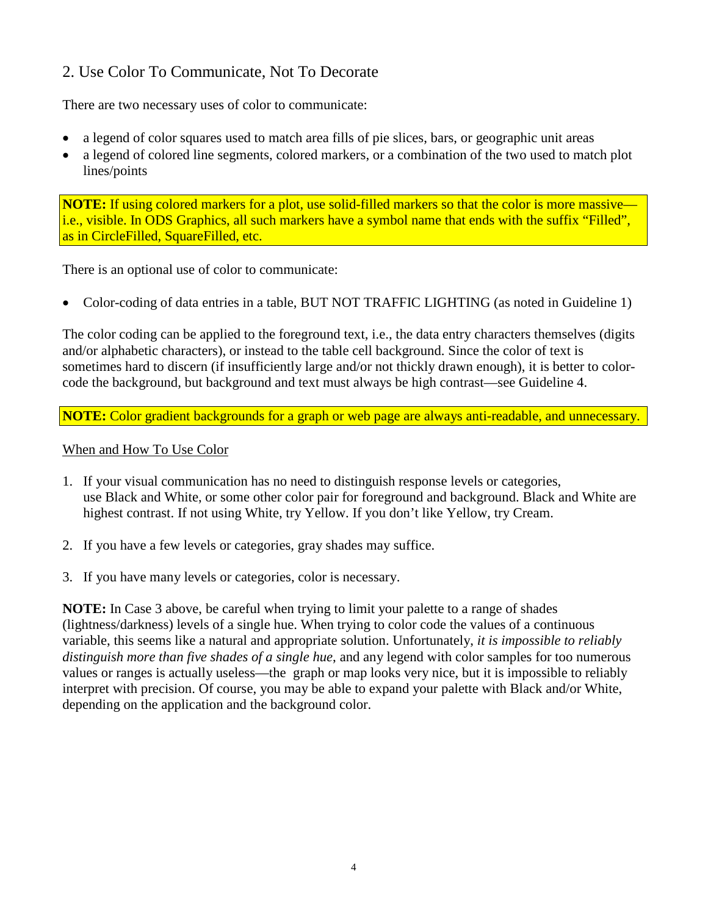## 2. Use Color To Communicate, Not To Decorate

There are two necessary uses of color to communicate:

- a legend of color squares used to match area fills of pie slices, bars, or geographic unit areas
- a legend of colored line segments, colored markers, or a combination of the two used to match plot lines/points

**NOTE:** If using colored markers for a plot, use solid-filled markers so that the color is more massive—i.e., visible. In ODS Graphics, all such markers have a symbol name that ends with the suffix "Filled", as in CircleFilled, SquareFilled, etc.

There is an optional use of color to communicate:

- Color-coding of data entries in a table, BUT NOT TRAFFIC LIGHTING (as noted in Guideline 1)

The color coding can be applied to the foreground text, i.e., the data entry characters themselves (digits and/or alphabetic characters), or instead to the table cell background. Since the color of text is sometimes hard to discern (if insufficiently large and/or not thickly drawn enough), it is better to color-code the background, but background and text must always be high contrast—see Guideline 4.

**NOTE:** Color gradient backgrounds for a graph or web page are always anti-readable, and unnecessary.

When and How To Use Color

1. If your visual communication has no need to distinguish response levels or categories, use Black and White, or some other color pair for foreground and background. Black and White are highest contrast. If not using White, try Yellow. If you don't like Yellow, try Cream.

2. If you have a few levels or categories, gray shades may suffice.

3. If you have many levels or categories, color is necessary.

**NOTE:** In Case 3 above, be careful when trying to limit your palette to a range of shades (lightness/darkness) levels of a single hue. When trying to color code the values of a continuous variable, this seems like a natural and appropriate solution. Unfortunately, *it is impossible to reliably distinguish more than five shades of a single hue*, and any legend with color samples for too numerous values or ranges is actually useless—the graph or map looks very nice, but it is impossible to reliably interpret with precision. Of course, you may be able to expand your palette with Black and/or White, depending on the application and the background color.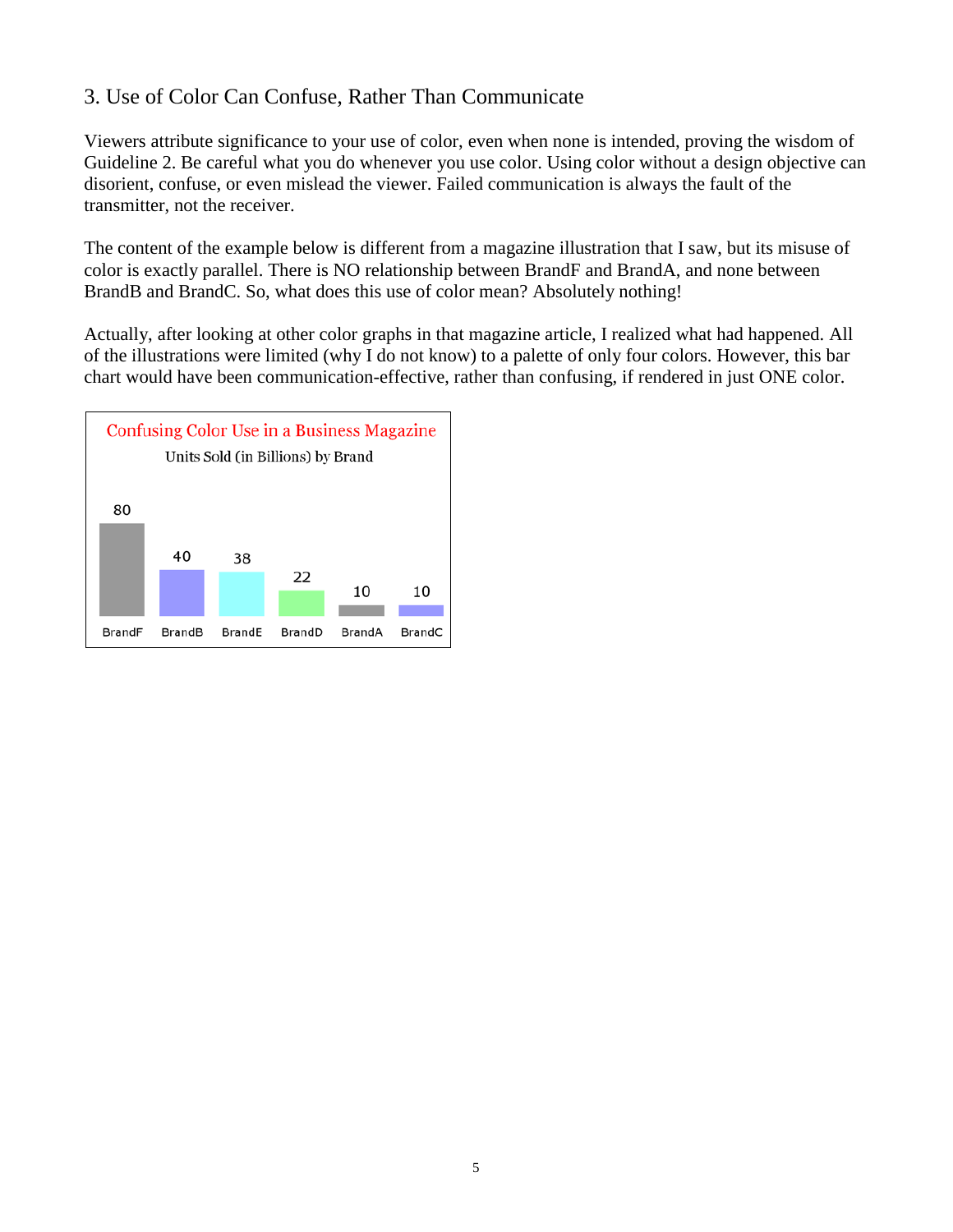## 3. Use of Color Can Confuse, Rather Than Communicate

Viewers attribute significance to your use of color, even when none is intended, proving the wisdom of Guideline 2. Be careful what you do whenever you use color. Using color without a design objective can disorient, confuse, or even mislead the viewer. Failed communication is always the fault of the transmitter, not the receiver.

The content of the example below is different from a magazine illustration that I saw, but its misuse of color is exactly parallel. There is NO relationship between BrandF and BrandA, and none between BrandB and BrandC. So, what does this use of color mean? Absolutely nothing!

Actually, after looking at other color graphs in that magazine article, I realized what had happened. All of the illustrations were limited (why I do not know) to a palette of only four colors. However, this bar chart would have been communication-effective, rather than confusing, if rendered in just ONE color.

Confusing Color Use in a Business Magazine

Units Sold (in Billions) by Brand

| BrandF | BrandB | BrandE | BrandD | BrandA | BrandC |
|---|---|---|---|---|---|
| 80 | 40 | 38 | 22 | 10 | 10 |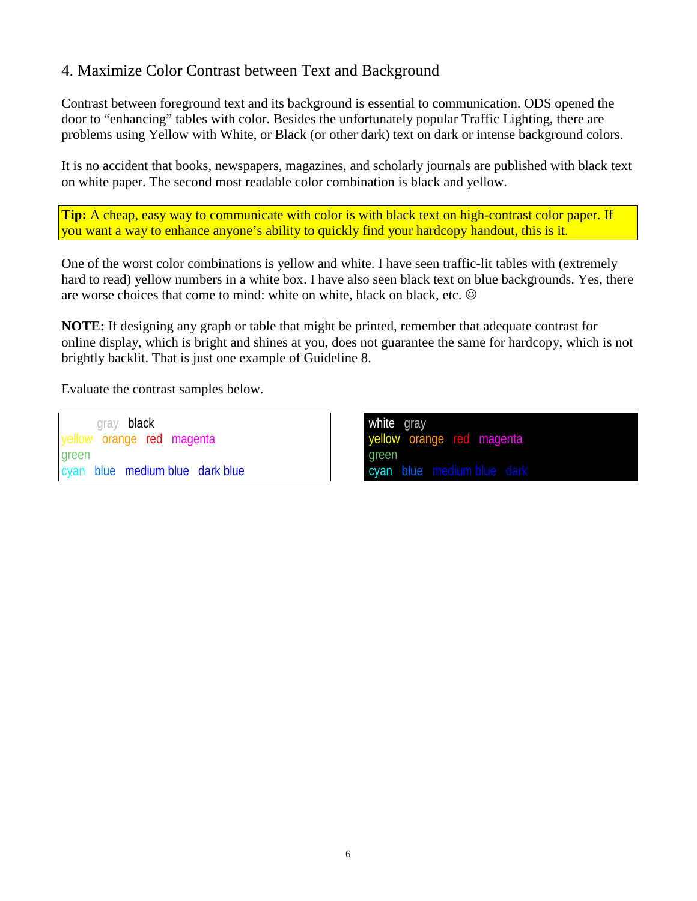## 4. Maximize Color Contrast between Text and Background

Contrast between foreground text and its background is essential to communication. ODS opened the door to "enhancing" tables with color. Besides the unfortunately popular Traffic Lighting, there are problems using Yellow with White, or Black (or other dark) text on dark or intense background colors.

It is no accident that books, newspapers, magazines, and scholarly journals are published with black text on white paper. The second most readable color combination is black and yellow.

**Tip:** A cheap, easy way to communicate with color is with black text on high-contrast color paper. If you want a way to enhance anyone's ability to quickly find your hardcopy handout, this is it.

One of the worst color combinations is yellow and white. I have seen traffic-lit tables with (extremely hard to read) yellow numbers in a white box. I have also seen black text on blue backgrounds. Yes, there are worse choices that come to mind: white on white, black on black, etc. ☺

**NOTE:** If designing any graph or table that might be printed, remember that adequate contrast for online display, which is bright and shines at you, does not guarantee the same for hardcopy, which is not brightly backlit. That is just one example of Guideline 8.

Evaluate the contrast samples below.

white gray black
yellow orange red magenta
green
cyan blue medium blue dark blue

white gray
yellow orange red magenta
green
cyan blue medium blue dark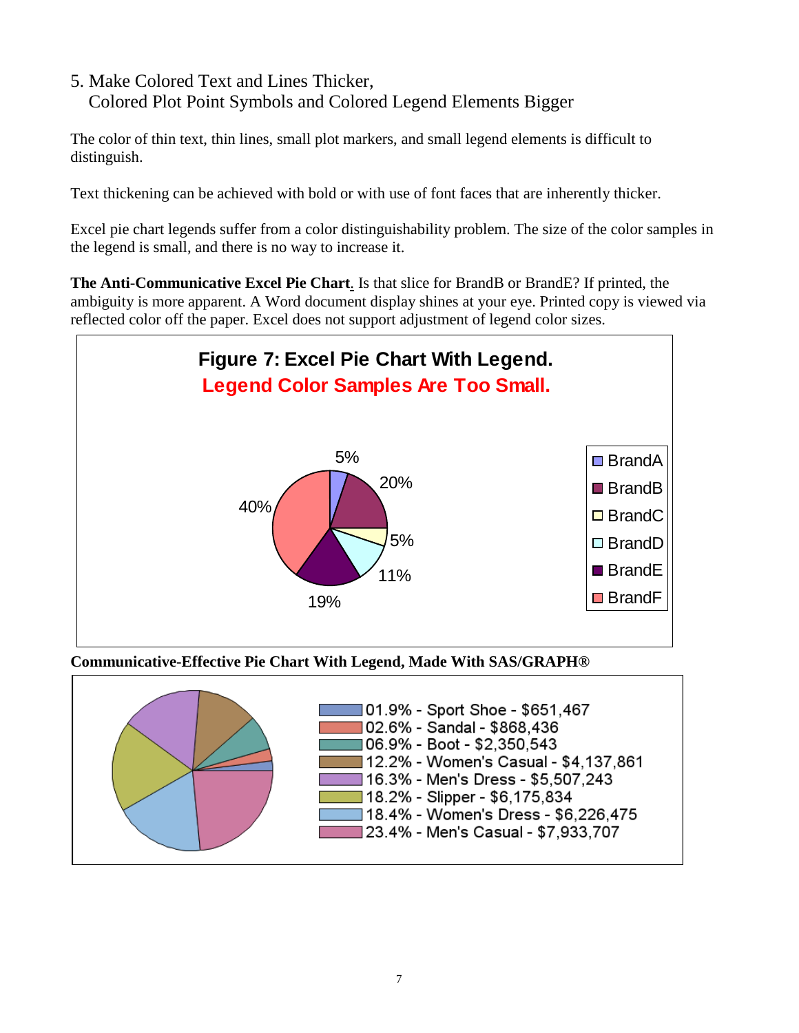## 5. Make Colored Text and Lines Thicker, Colored Plot Point Symbols and Colored Legend Elements Bigger

The color of thin text, thin lines, small plot markers, and small legend elements is difficult to distinguish.

Text thickening can be achieved with bold or with use of font faces that are inherently thicker.

Excel pie chart legends suffer from a color distinguishability problem. The size of the color samples in the legend is small, and there is no way to increase it.

**The Anti-Communicative Excel Pie Chart**. Is that slice for BrandB or BrandE? If printed, the ambiguity is more apparent. A Word document display shines at your eye. Printed copy is viewed via reflected color off the paper. Excel does not support adjustment of legend color sizes.

**Figure 7: Excel Pie Chart With Legend.**
**Legend Color Samples Are Too Small.**

5%, 20%, 5%, 11%, 19%, 40%

- BrandA
- BrandB
- BrandC
- BrandD
- BrandE
- BrandF

**Communicative-Effective Pie Chart With Legend, Made With SAS/GRAPH®**

- 01.9% - Sport Shoe - $651,467
- 02.6% - Sandal - $868,436
- 06.9% - Boot - $2,350,543
- 12.2% - Women's Casual - $4,137,861
- 16.3% - Men's Dress - $5,507,243
- 18.2% - Slipper - $6,175,834
- 18.4% - Women's Dress - $6,226,475
- 23.4% - Men's Casual - $7,933,707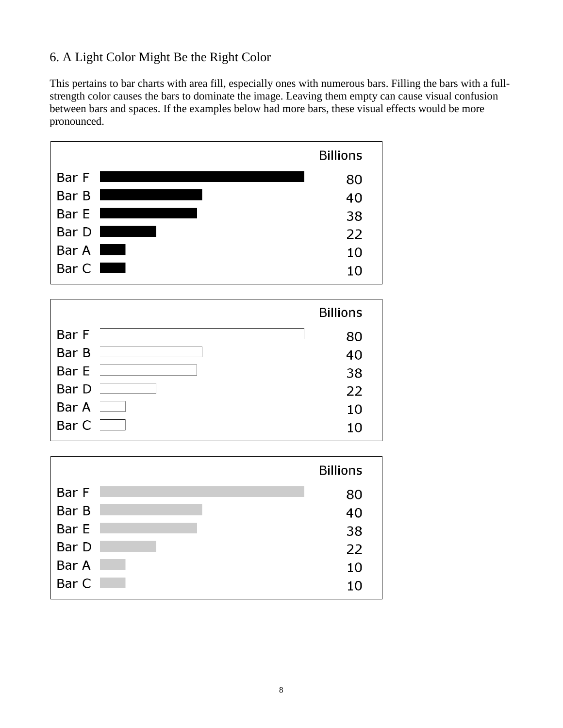## 6. A Light Color Might Be the Right Color

This pertains to bar charts with area fill, especially ones with numerous bars. Filling the bars with a full-strength color causes the bars to dominate the image. Leaving them empty can cause visual confusion between bars and spaces. If the examples below had more bars, these visual effects would be more pronounced.

| | Billions |
|---|---|
| Bar F | 80 |
| Bar B | 40 |
| Bar E | 38 |
| Bar D | 22 |
| Bar A | 10 |
| Bar C | 10 |

| | Billions |
|---|---|
| Bar F | 80 |
| Bar B | 40 |
| Bar E | 38 |
| Bar D | 22 |
| Bar A | 10 |
| Bar C | 10 |

| | Billions |
|---|---|
| Bar F | 80 |
| Bar B | 40 |
| Bar E | 38 |
| Bar D | 22 |
| Bar A | 10 |
| Bar C | 10 |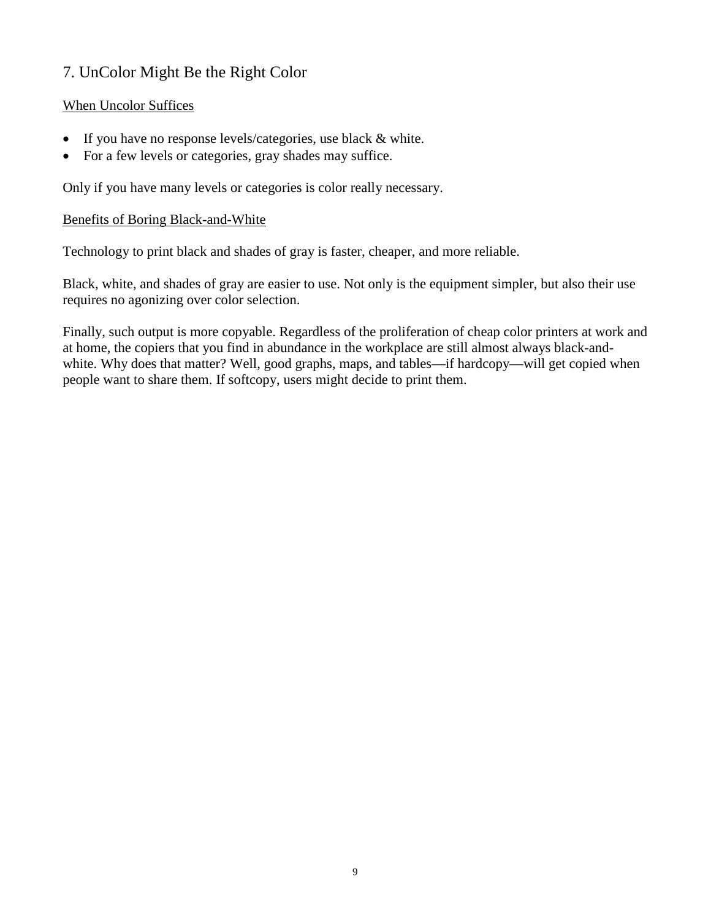## 7. UnColor Might Be the Right Color

### When Uncolor Suffices

- If you have no response levels/categories, use black & white.
- For a few levels or categories, gray shades may suffice.

Only if you have many levels or categories is color really necessary.

### Benefits of Boring Black-and-White

Technology to print black and shades of gray is faster, cheaper, and more reliable.

Black, white, and shades of gray are easier to use. Not only is the equipment simpler, but also their use requires no agonizing over color selection.

Finally, such output is more copyable. Regardless of the proliferation of cheap color printers at work and at home, the copiers that you find in abundance in the workplace are still almost always black-and-white. Why does that matter? Well, good graphs, maps, and tables—if hardcopy—will get copied when people want to share them. If softcopy, users might decide to print them.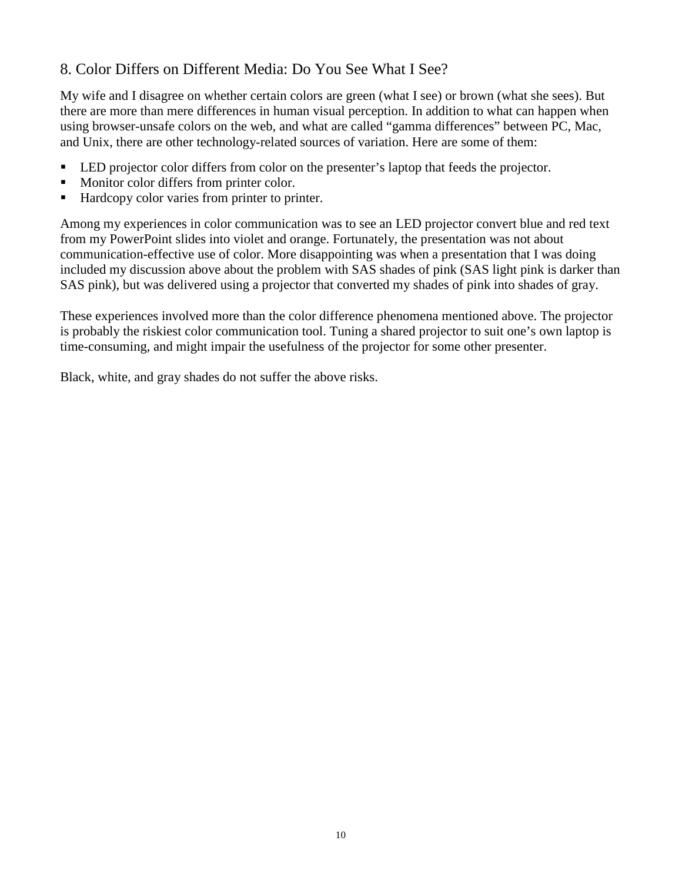## 8. Color Differs on Different Media: Do You See What I See?

My wife and I disagree on whether certain colors are green (what I see) or brown (what she sees). But there are more than mere differences in human visual perception. In addition to what can happen when using browser-unsafe colors on the web, and what are called "gamma differences" between PC, Mac, and Unix, there are other technology-related sources of variation. Here are some of them:

- LED projector color differs from color on the presenter's laptop that feeds the projector.
- Monitor color differs from printer color.
- Hardcopy color varies from printer to printer.

Among my experiences in color communication was to see an LED projector convert blue and red text from my PowerPoint slides into violet and orange. Fortunately, the presentation was not about communication-effective use of color. More disappointing was when a presentation that I was doing included my discussion above about the problem with SAS shades of pink (SAS light pink is darker than SAS pink), but was delivered using a projector that converted my shades of pink into shades of gray.

These experiences involved more than the color difference phenomena mentioned above. The projector is probably the riskiest color communication tool. Tuning a shared projector to suit one's own laptop is time-consuming, and might impair the usefulness of the projector for some other presenter.

Black, white, and gray shades do not suffer the above risks.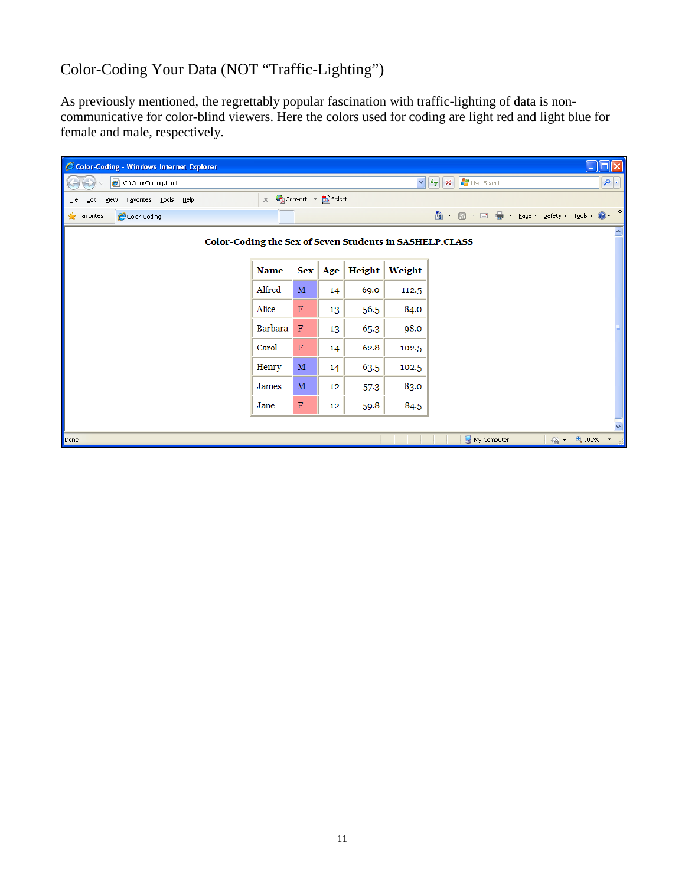## Color-Coding Your Data (NOT "Traffic-Lighting")

As previously mentioned, the regrettably popular fascination with traffic-lighting of data is non-communicative for color-blind viewers. Here the colors used for coding are light red and light blue for female and male, respectively.

**Color-Coding the Sex of Seven Students in SASHELP.CLASS**

| Name | Sex | Age | Height | Weight |
|---|---|---|---|---|
| Alfred | M | 14 | 69.0 | 112.5 |
| Alice | F | 13 | 56.5 | 84.0 |
| Barbara | F | 13 | 65.3 | 98.0 |
| Carol | F | 14 | 62.8 | 102.5 |
| Henry | M | 14 | 63.5 | 102.5 |
| James | M | 12 | 57.3 | 83.0 |
| Jane | F | 12 | 59.8 | 84.5 |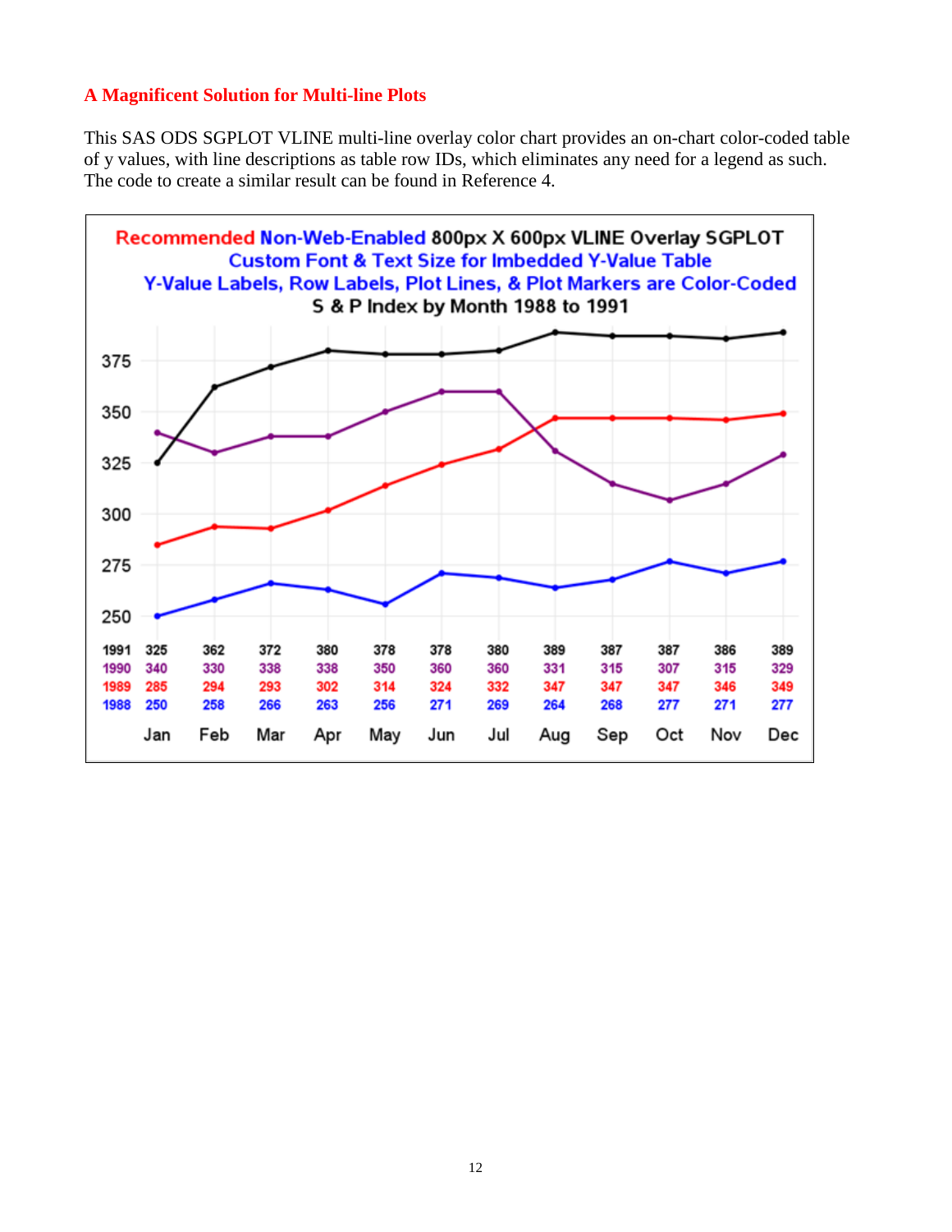**A Magnificent Solution for Multi-line Plots**

This SAS ODS SGPLOT VLINE multi-line overlay color chart provides an on-chart color-coded table of y values, with line descriptions as table row IDs, which eliminates any need for a legend as such. The code to create a similar result can be found in Reference 4.

Recommended Non-Web-Enabled 800px X 600px VLINE Overlay SGPLOT
Custom Font & Text Size for Imbedded Y-Value Table
Y-Value Labels, Row Labels, Plot Lines, & Plot Markers are Color-Coded
S & P Index by Month 1988 to 1991

| | Jan | Feb | Mar | Apr | May | Jun | Jul | Aug | Sep | Oct | Nov | Dec |
|---|---|---|---|---|---|---|---|---|---|---|---|---|
| 1991 | 325 | 362 | 372 | 380 | 378 | 378 | 380 | 389 | 387 | 387 | 386 | 389 |
| 1990 | 340 | 330 | 338 | 338 | 350 | 360 | 360 | 331 | 315 | 307 | 315 | 329 |
| 1989 | 285 | 294 | 293 | 302 | 314 | 324 | 332 | 347 | 347 | 347 | 346 | 349 |
| 1988 | 250 | 258 | 266 | 263 | 256 | 271 | 269 | 264 | 268 | 277 | 271 | 277 |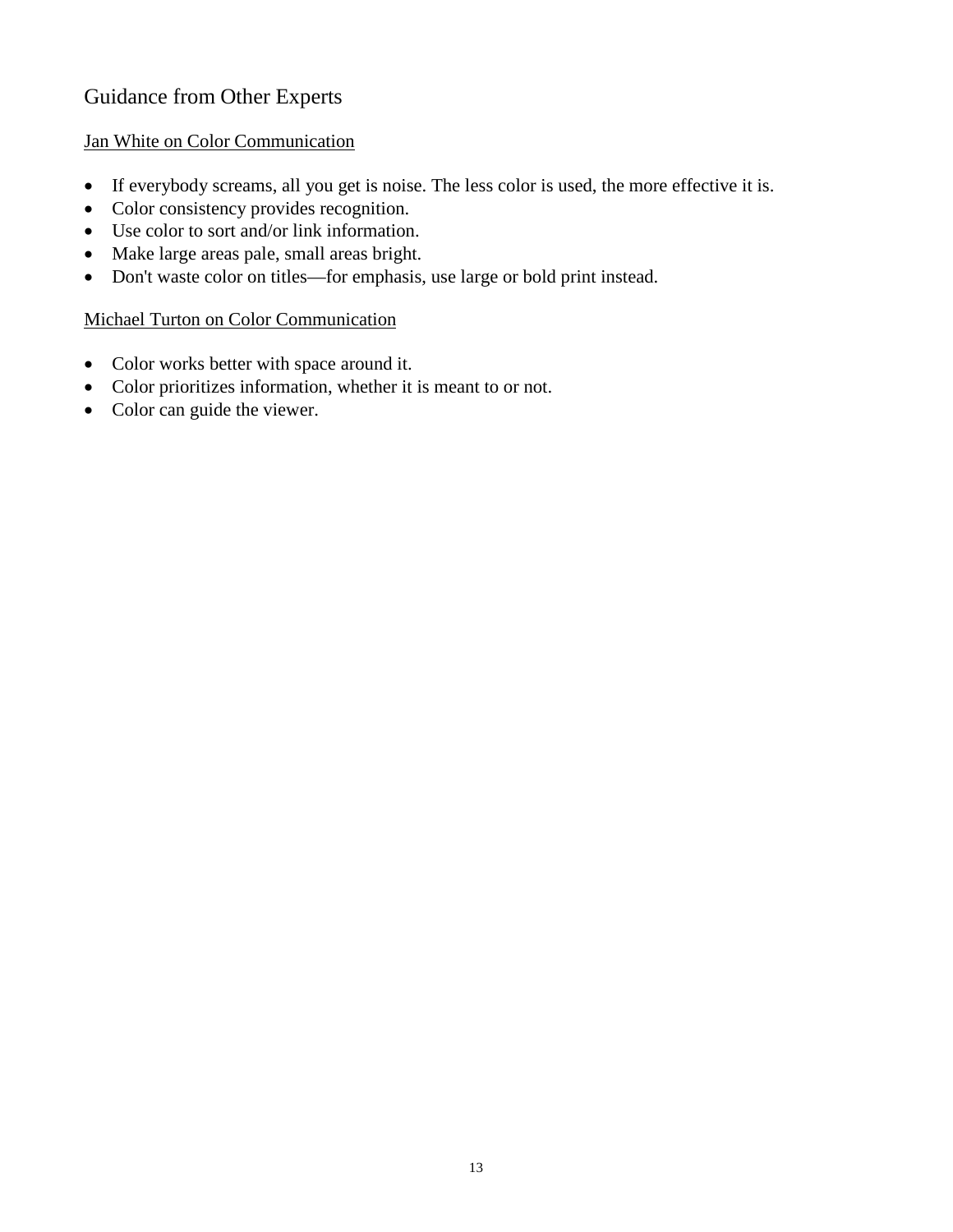## Guidance from Other Experts

### Jan White on Color Communication

- If everybody screams, all you get is noise. The less color is used, the more effective it is.
- Color consistency provides recognition.
- Use color to sort and/or link information.
- Make large areas pale, small areas bright.
- Don't waste color on titles—for emphasis, use large or bold print instead.

### Michael Turton on Color Communication

- Color works better with space around it.
- Color prioritizes information, whether it is meant to or not.
- Color can guide the viewer.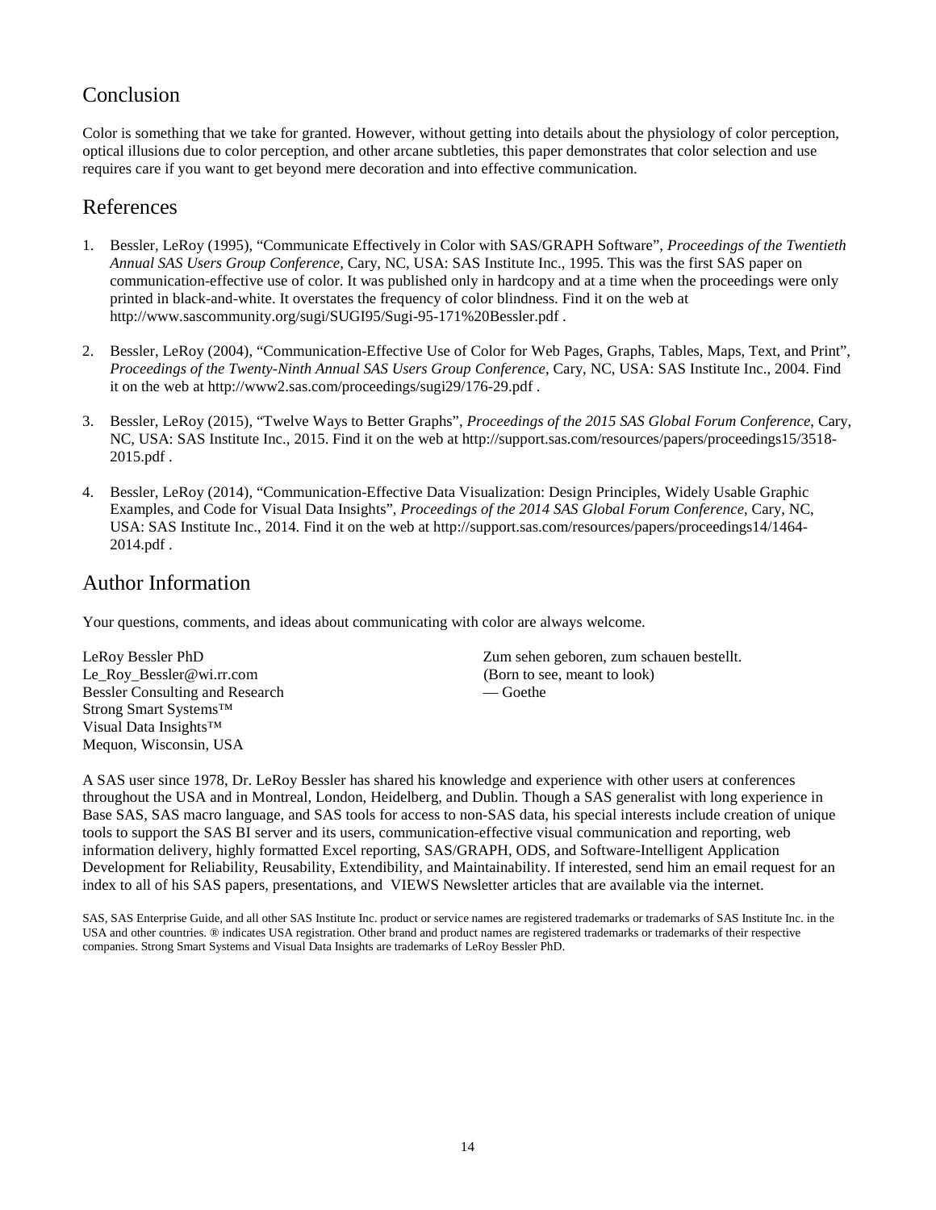## Conclusion

Color is something that we take for granted. However, without getting into details about the physiology of color perception, optical illusions due to color perception, and other arcane subtleties, this paper demonstrates that color selection and use requires care if you want to get beyond mere decoration and into effective communication.

## References

1. Bessler, LeRoy (1995), "Communicate Effectively in Color with SAS/GRAPH Software", *Proceedings of the Twentieth Annual SAS Users Group Conference*, Cary, NC, USA: SAS Institute Inc., 1995. This was the first SAS paper on communication-effective use of color. It was published only in hardcopy and at a time when the proceedings were only printed in black-and-white. It overstates the frequency of color blindness. Find it on the web at http://www.sascommunity.org/sugi/SUGI95/Sugi-95-171%20Bessler.pdf .

2. Bessler, LeRoy (2004), "Communication-Effective Use of Color for Web Pages, Graphs, Tables, Maps, Text, and Print", *Proceedings of the Twenty-Ninth Annual SAS Users Group Conference*, Cary, NC, USA: SAS Institute Inc., 2004. Find it on the web at http://www2.sas.com/proceedings/sugi29/176-29.pdf .

3. Bessler, LeRoy (2015), "Twelve Ways to Better Graphs", *Proceedings of the 2015 SAS Global Forum Conference*, Cary, NC, USA: SAS Institute Inc., 2015. Find it on the web at http://support.sas.com/resources/papers/proceedings15/3518-2015.pdf .

4. Bessler, LeRoy (2014), "Communication-Effective Data Visualization: Design Principles, Widely Usable Graphic Examples, and Code for Visual Data Insights", *Proceedings of the 2014 SAS Global Forum Conference*, Cary, NC, USA: SAS Institute Inc., 2014. Find it on the web at http://support.sas.com/resources/papers/proceedings14/1464-2014.pdf .

## Author Information

Your questions, comments, and ideas about communicating with color are always welcome.

LeRoy Bessler PhD
Le_Roy_Bessler@wi.rr.com
Bessler Consulting and Research
Strong Smart Systems™
Visual Data Insights™
Mequon, Wisconsin, USA

Zum sehen geboren, zum schauen bestellt.
(Born to see, meant to look)
— Goethe

A SAS user since 1978, Dr. LeRoy Bessler has shared his knowledge and experience with other users at conferences throughout the USA and in Montreal, London, Heidelberg, and Dublin. Though a SAS generalist with long experience in Base SAS, SAS macro language, and SAS tools for access to non-SAS data, his special interests include creation of unique tools to support the SAS BI server and its users, communication-effective visual communication and reporting, web information delivery, highly formatted Excel reporting, SAS/GRAPH, ODS, and Software-Intelligent Application Development for Reliability, Reusability, Extendibility, and Maintainability. If interested, send him an email request for an index to all of his SAS papers, presentations, and VIEWS Newsletter articles that are available via the internet.

SAS, SAS Enterprise Guide, and all other SAS Institute Inc. product or service names are registered trademarks or trademarks of SAS Institute Inc. in the USA and other countries. ® indicates USA registration. Other brand and product names are registered trademarks or trademarks of their respective companies. Strong Smart Systems and Visual Data Insights are trademarks of LeRoy Bessler PhD.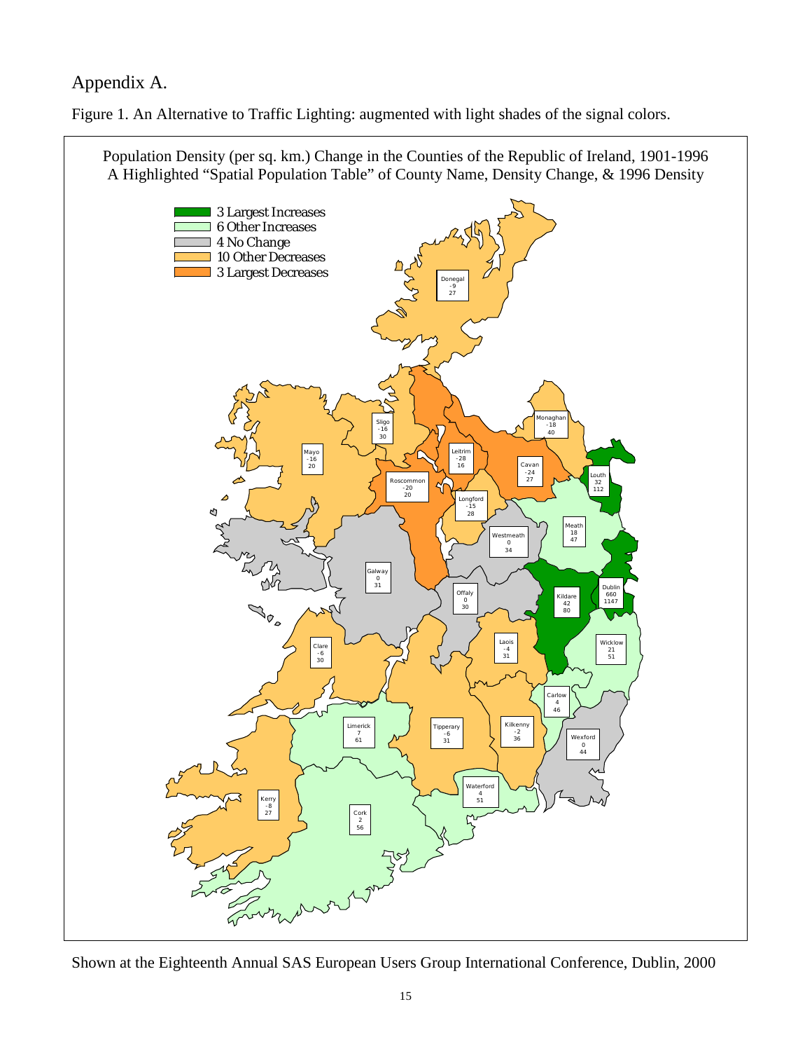# Appendix A.

Figure 1. An Alternative to Traffic Lighting: augmented with light shades of the signal colors.

Population Density (per sq. km.) Change in the Counties of the Republic of Ireland, 1901-1996
A Highlighted "Spatial Population Table" of County Name, Density Change, & 1996 Density

3 Largest Increases
6 Other Increases
4 No Change
10 Other Decreases
3 Largest Decreases

Donegal -9 27
Sligo -16 30
Monaghan -18 40
Mayo -16 20
Leitrim -28 16
Cavan -24 27
Louth 32 112
Roscommon -20 20
Longford -15 28
Meath 18 47
Westmeath 0 34
Galway 0 31
Offaly 0 30
Dublin 660 1147
Kildare 42 80
Laois -4 31
Wicklow 21 51
Clare -6 30
Carlow 4 46
Limerick 7 61
Tipperary -6 31
Kilkenny -2 36
Wexford 0 44
Waterford 4 51
Kerry -8 27
Cork 2 56

Shown at the Eighteenth Annual SAS European Users Group International Conference, Dublin, 2000